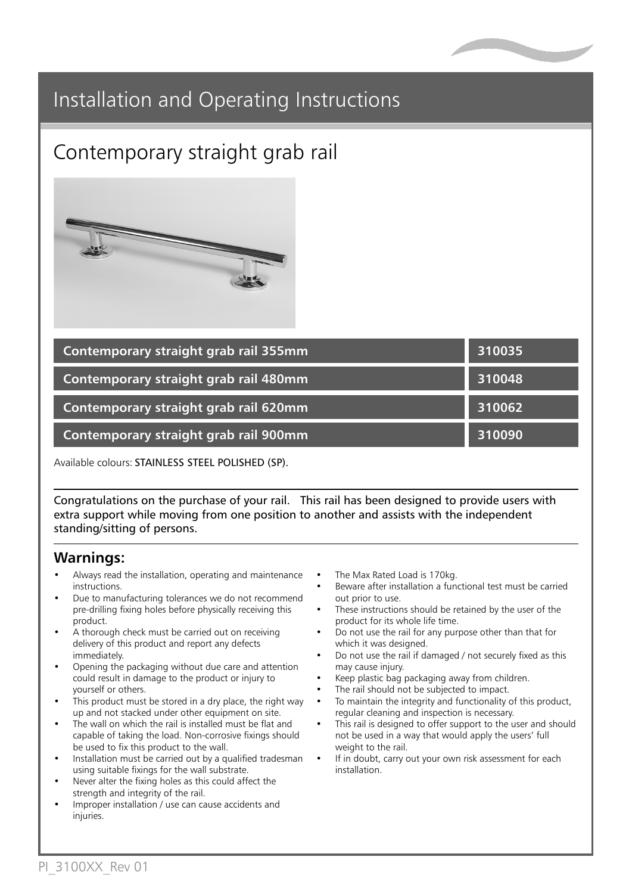# Installation and Operating Instructions

## Contemporary straight grab rail

| Product | Code |
| --- | --- |
| **Contemporary straight grab rail 355mm** | **310035** |
| **Contemporary straight grab rail 480mm** | **310048** |
| **Contemporary straight grab rail 620mm** | **310062** |
| **Contemporary straight grab rail 900mm** | **310090** |

Available colours: STAINLESS STEEL POLISHED (SP).

Congratulations on the purchase of your rail. This rail has been designed to provide users with extra support while moving from one position to another and assists with the independent standing/sitting of persons.

### Warnings:

- Always read the installation, operating and maintenance instructions.
- Due to manufacturing tolerances we do not recommend pre-drilling fixing holes before physically receiving this product.
- A thorough check must be carried out on receiving delivery of this product and report any defects immediately.
- Opening the packaging without due care and attention could result in damage to the product or injury to yourself or others.
- This product must be stored in a dry place, the right way up and not stacked under other equipment on site.
- The wall on which the rail is installed must be flat and capable of taking the load. Non-corrosive fixings should be used to fix this product to the wall.
- Installation must be carried out by a qualified tradesman using suitable fixings for the wall substrate.
- Never alter the fixing holes as this could affect the strength and integrity of the rail.
- Improper installation / use can cause accidents and injuries.
- The Max Rated Load is 170kg.
- Beware after installation a functional test must be carried out prior to use.
- These instructions should be retained by the user of the product for its whole life time.
- Do not use the rail for any purpose other than that for which it was designed.
- Do not use the rail if damaged / not securely fixed as this may cause injury.
- Keep plastic bag packaging away from children.
- The rail should not be subjected to impact.
- To maintain the integrity and functionality of this product, regular cleaning and inspection is necessary.
- This rail is designed to offer support to the user and should not be used in a way that would apply the users' full weight to the rail.
- If in doubt, carry out your own risk assessment for each installation.

PI_3100XX_Rev 01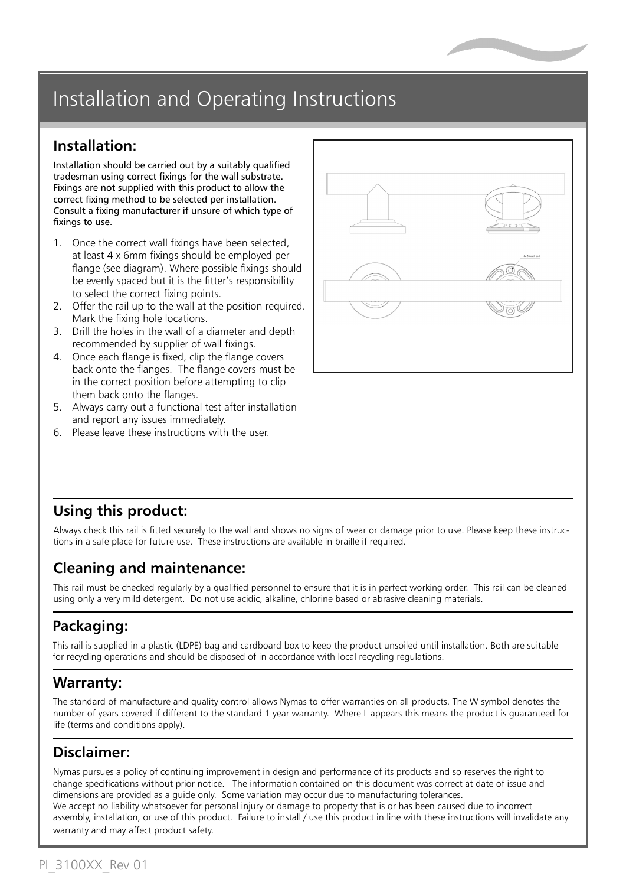# Installation and Operating Instructions

## Installation:

Installation should be carried out by a suitably qualified tradesman using correct fixings for the wall substrate. Fixings are not supplied with this product to allow the correct fixing method to be selected per installation. Consult a fixing manufacturer if unsure of which type of fixings to use.

1. Once the correct wall fixings have been selected, at least 4 x 6mm fixings should be employed per flange (see diagram). Where possible fixings should be evenly spaced but it is the fitter's responsibility to select the correct fixing points.
2. Offer the rail up to the wall at the position required. Mark the fixing hole locations.
3. Drill the holes in the wall of a diameter and depth recommended by supplier of wall fixings.
4. Once each flange is fixed, clip the flange covers back onto the flanges. The flange covers must be in the correct position before attempting to clip them back onto the flanges.
5. Always carry out a functional test after installation and report any issues immediately.
6. Please leave these instructions with the user.

## Using this product:

Always check this rail is fitted securely to the wall and shows no signs of wear or damage prior to use. Please keep these instructions in a safe place for future use. These instructions are available in braille if required.

## Cleaning and maintenance:

This rail must be checked regularly by a qualified personnel to ensure that it is in perfect working order. This rail can be cleaned using only a very mild detergent. Do not use acidic, alkaline, chlorine based or abrasive cleaning materials.

## Packaging:

This rail is supplied in a plastic (LDPE) bag and cardboard box to keep the product unsoiled until installation. Both are suitable for recycling operations and should be disposed of in accordance with local recycling regulations.

## Warranty:

The standard of manufacture and quality control allows Nymas to offer warranties on all products. The W symbol denotes the number of years covered if different to the standard 1 year warranty. Where L appears this means the product is guaranteed for life (terms and conditions apply).

## Disclaimer:

Nymas pursues a policy of continuing improvement in design and performance of its products and so reserves the right to change specifications without prior notice. The information contained on this document was correct at date of issue and dimensions are provided as a guide only. Some variation may occur due to manufacturing tolerances.
We accept no liability whatsoever for personal injury or damage to property that is or has been caused due to incorrect assembly, installation, or use of this product. Failure to install / use this product in line with these instructions will invalidate any warranty and may affect product safety.

PI_3100XX_Rev 01